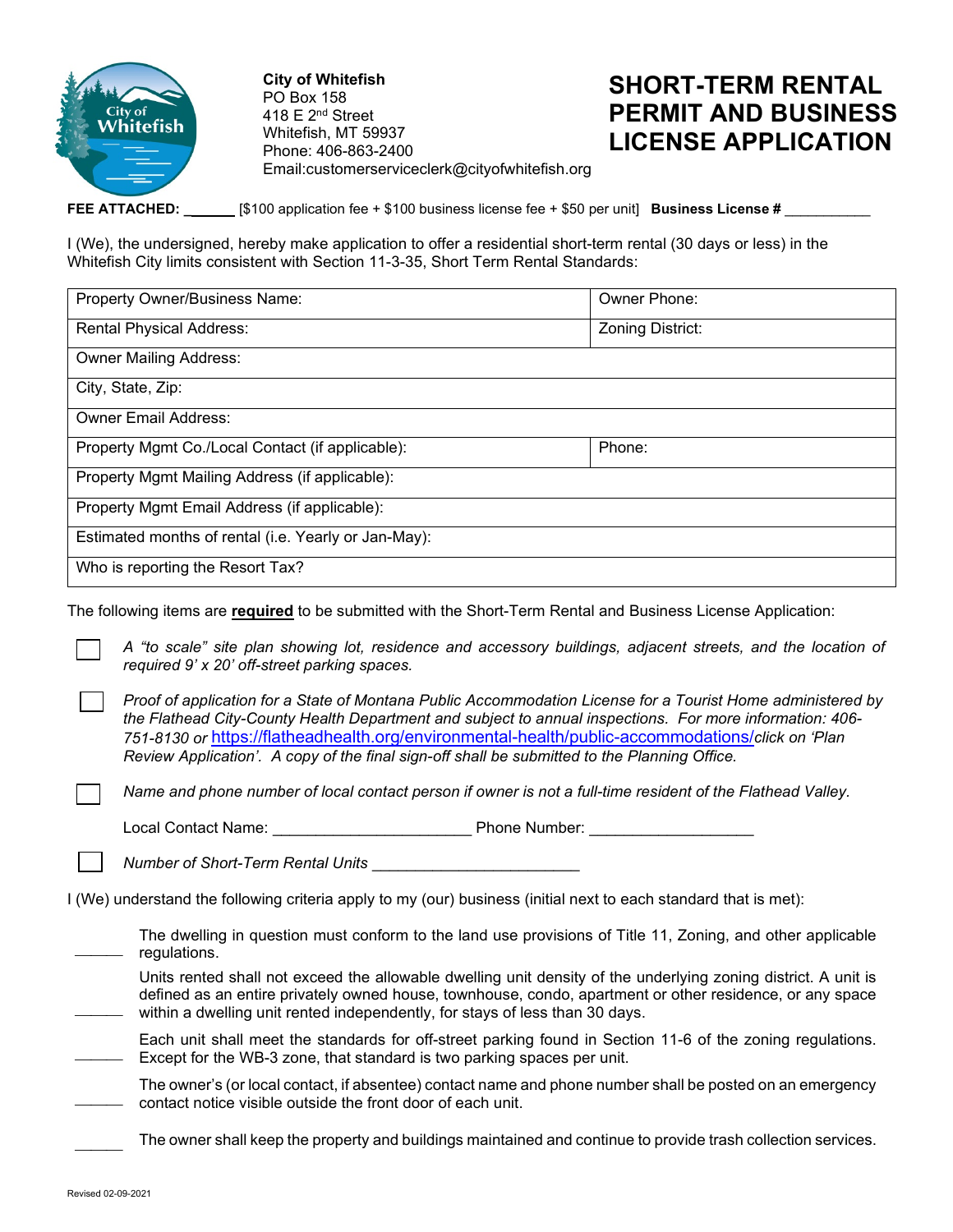**City of Whitefish**
PO Box 158
418 E 2nd Street
Whitefish, MT 59937
Phone: 406-863-2400
Email:customerserviceclerk@cityofwhitefish.org

# SHORT-TERM RENTAL PERMIT AND BUSINESS LICENSE APPLICATION

**FEE ATTACHED:** \_\_\_\_\_\_ [$100 application fee + $100 business license fee + $50 per unit] **Business License #** \_\_\_\_\_\_\_\_\_\_\_

I (We), the undersigned, hereby make application to offer a residential short-term rental (30 days or less) in the Whitefish City limits consistent with Section 11-3-35, Short Term Rental Standards:

| Property Owner/Business Name: | Owner Phone: |
|---|---|
| Rental Physical Address: | Zoning District: |
| Owner Mailing Address: | |
| City, State, Zip: | |
| Owner Email Address: | |
| Property Mgmt Co./Local Contact (if applicable): | Phone: |
| Property Mgmt Mailing Address (if applicable): | |
| Property Mgmt Email Address (if applicable): | |
| Estimated months of rental (i.e. Yearly or Jan-May): | |
| Who is reporting the Resort Tax? | |

The following items are **required** to be submitted with the Short-Term Rental and Business License Application:

- ☐ *A "to scale" site plan showing lot, residence and accessory buildings, adjacent streets, and the location of required 9' x 20' off-street parking spaces.*
- ☐ *Proof of application for a State of Montana Public Accommodation License for a Tourist Home administered by the Flathead City-County Health Department and subject to annual inspections. For more information: 406-751-8130 or* https://flatheadhealth.org/environmental-health/public-accommodations/ *click on 'Plan Review Application'. A copy of the final sign-off shall be submitted to the Planning Office.*
- ☐ *Name and phone number of local contact person if owner is not a full-time resident of the Flathead Valley.*

  Local Contact Name: \_\_\_\_\_\_\_\_\_\_\_\_\_\_\_\_\_\_\_\_\_\_ Phone Number: \_\_\_\_\_\_\_\_\_\_\_\_\_\_\_\_\_\_
- ☐ *Number of Short-Term Rental Units* \_\_\_\_\_\_\_\_\_\_\_\_\_\_\_\_\_\_\_\_\_\_\_

I (We) understand the following criteria apply to my (our) business (initial next to each standard that is met):

\_\_\_\_\_\_ The dwelling in question must conform to the land use provisions of Title 11, Zoning, and other applicable regulations.

\_\_\_\_\_\_ Units rented shall not exceed the allowable dwelling unit density of the underlying zoning district. A unit is defined as an entire privately owned house, townhouse, condo, apartment or other residence, or any space within a dwelling unit rented independently, for stays of less than 30 days.

\_\_\_\_\_\_ Each unit shall meet the standards for off-street parking found in Section 11-6 of the zoning regulations. Except for the WB-3 zone, that standard is two parking spaces per unit.

\_\_\_\_\_\_ The owner's (or local contact, if absentee) contact name and phone number shall be posted on an emergency contact notice visible outside the front door of each unit.

\_\_\_\_\_\_ The owner shall keep the property and buildings maintained and continue to provide trash collection services.

Revised 02-09-2021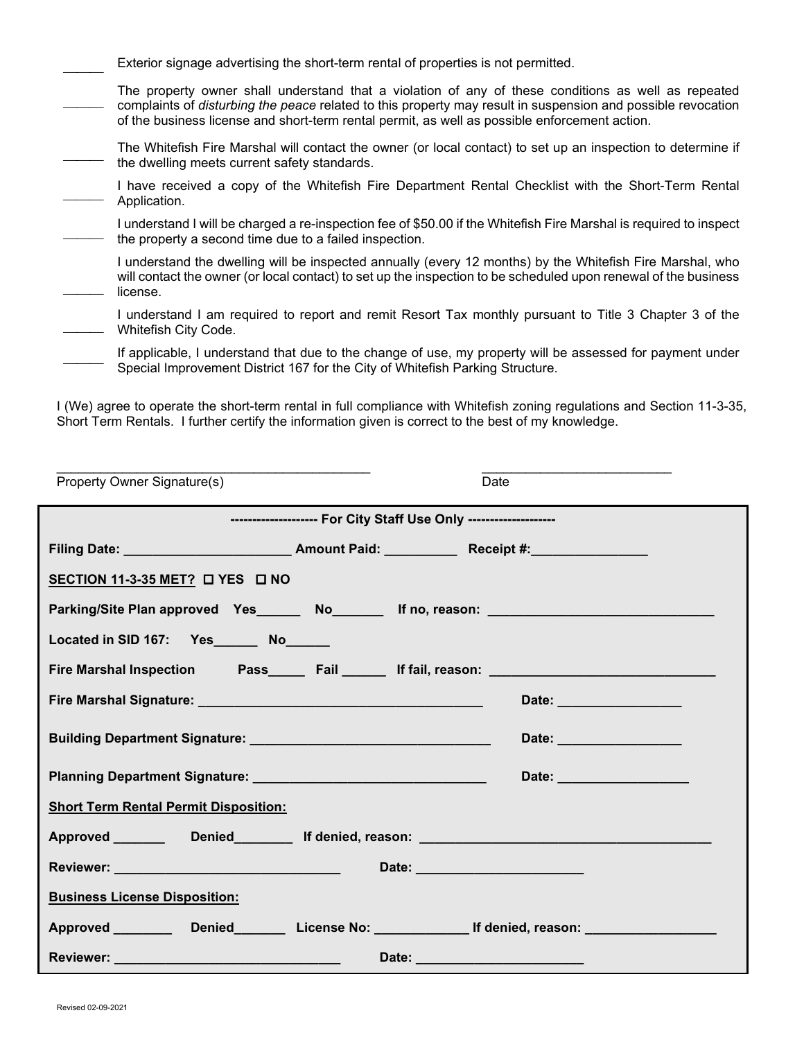______ Exterior signage advertising the short-term rental of properties is not permitted.

______ The property owner shall understand that a violation of any of these conditions as well as repeated complaints of *disturbing the peace* related to this property may result in suspension and possible revocation of the business license and short-term rental permit, as well as possible enforcement action.

______ The Whitefish Fire Marshal will contact the owner (or local contact) to set up an inspection to determine if the dwelling meets current safety standards.

______ I have received a copy of the Whitefish Fire Department Rental Checklist with the Short-Term Rental Application.

______ I understand I will be charged a re-inspection fee of $50.00 if the Whitefish Fire Marshal is required to inspect the property a second time due to a failed inspection.

______ I understand the dwelling will be inspected annually (every 12 months) by the Whitefish Fire Marshal, who will contact the owner (or local contact) to set up the inspection to be scheduled upon renewal of the business license.

______ I understand I am required to report and remit Resort Tax monthly pursuant to Title 3 Chapter 3 of the Whitefish City Code.

______ If applicable, I understand that due to the change of use, my property will be assessed for payment under Special Improvement District 167 for the City of Whitefish Parking Structure.

I (We) agree to operate the short-term rental in full compliance with Whitefish zoning regulations and Section 11-3-35, Short Term Rentals. I further certify the information given is correct to the best of my knowledge.

_____________________________________________ ___________________________

Property Owner Signature(s) Date

**-------------------- For City Staff Use Only --------------------**

**Filing Date: ______________________ Amount Paid: __________ Receipt #:________________**

**<u>SECTION 11-3-35 MET?</u> ☐ YES ☐ NO**

**Parking/Site Plan approved Yes______ No_______ If no, reason: ______________________________**

**Located in SID 167: Yes______ No______**

**Fire Marshal Inspection Pass_____ Fail ______ If fail, reason: ______________________________**

**Fire Marshal Signature: ______________________________________ Date: _________________**

**Building Department Signature: ________________________________ Date: _________________**

**Planning Department Signature: _______________________________ Date: __________________**

**<u>Short Term Rental Permit Disposition:</u>**

**Approved _______ Denied________ If denied, reason: ______________________________________**

**Reviewer: ______________________________ Date: ______________________**

**<u>Business License Disposition:</u>**

**Approved ________ Denied_______ License No: ____________ If denied, reason: _________________**

**Reviewer: ______________________________ Date: ______________________**

Revised 02-09-2021